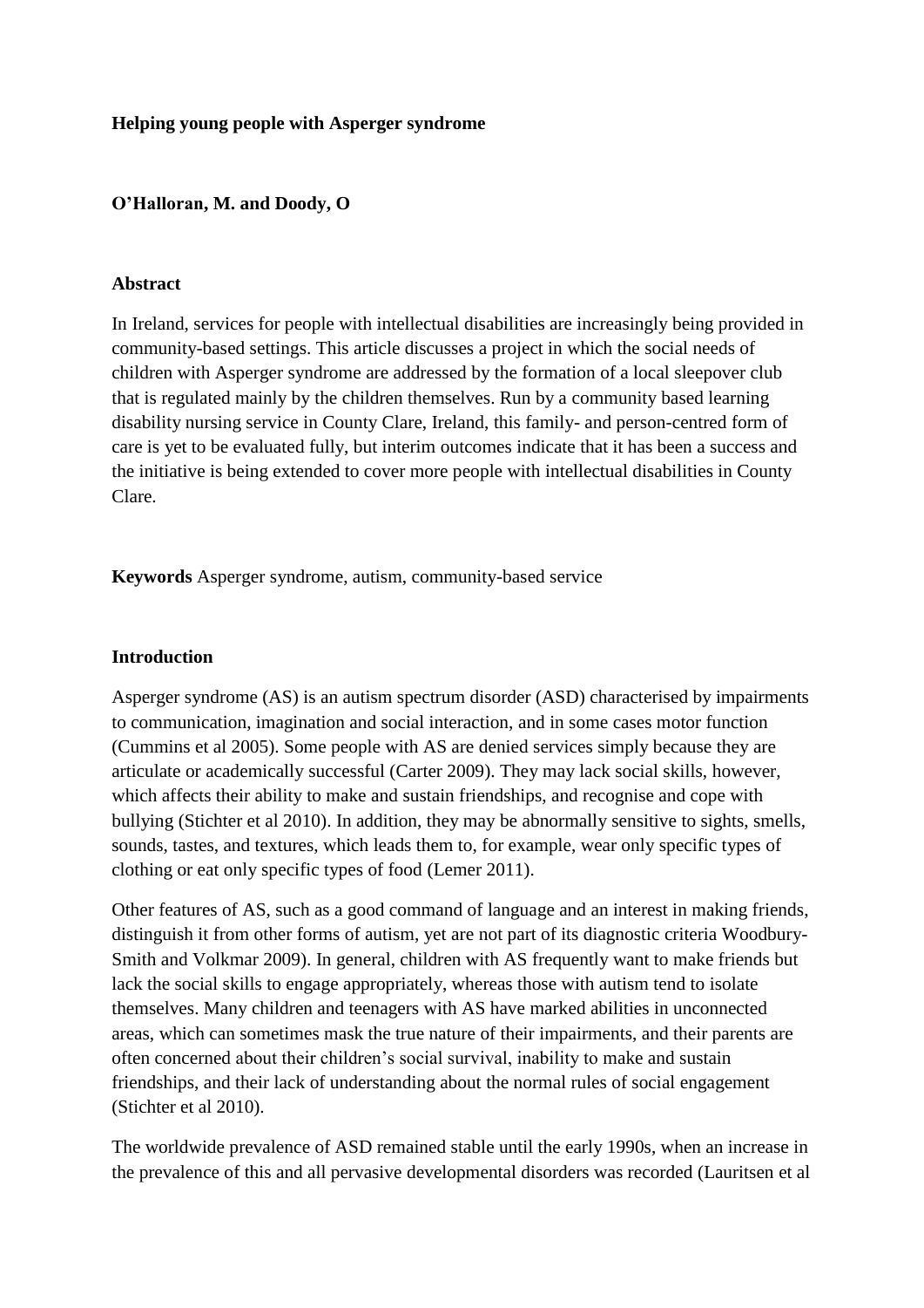**Helping young people with Asperger syndrome**

**O'Halloran, M. and Doody, O**

**Abstract**

In Ireland, services for people with intellectual disabilities are increasingly being provided in community-based settings. This article discusses a project in which the social needs of children with Asperger syndrome are addressed by the formation of a local sleepover club that is regulated mainly by the children themselves. Run by a community based learning disability nursing service in County Clare, Ireland, this family- and person-centred form of care is yet to be evaluated fully, but interim outcomes indicate that it has been a success and the initiative is being extended to cover more people with intellectual disabilities in County Clare.

**Keywords** Asperger syndrome, autism, community-based service

**Introduction**

Asperger syndrome (AS) is an autism spectrum disorder (ASD) characterised by impairments to communication, imagination and social interaction, and in some cases motor function (Cummins et al 2005). Some people with AS are denied services simply because they are articulate or academically successful (Carter 2009). They may lack social skills, however, which affects their ability to make and sustain friendships, and recognise and cope with bullying (Stichter et al 2010). In addition, they may be abnormally sensitive to sights, smells, sounds, tastes, and textures, which leads them to, for example, wear only specific types of clothing or eat only specific types of food (Lemer 2011).

Other features of AS, such as a good command of language and an interest in making friends, distinguish it from other forms of autism, yet are not part of its diagnostic criteria Woodbury-Smith and Volkmar 2009). In general, children with AS frequently want to make friends but lack the social skills to engage appropriately, whereas those with autism tend to isolate themselves. Many children and teenagers with AS have marked abilities in unconnected areas, which can sometimes mask the true nature of their impairments, and their parents are often concerned about their children's social survival, inability to make and sustain friendships, and their lack of understanding about the normal rules of social engagement (Stichter et al 2010).

The worldwide prevalence of ASD remained stable until the early 1990s, when an increase in the prevalence of this and all pervasive developmental disorders was recorded (Lauritsen et al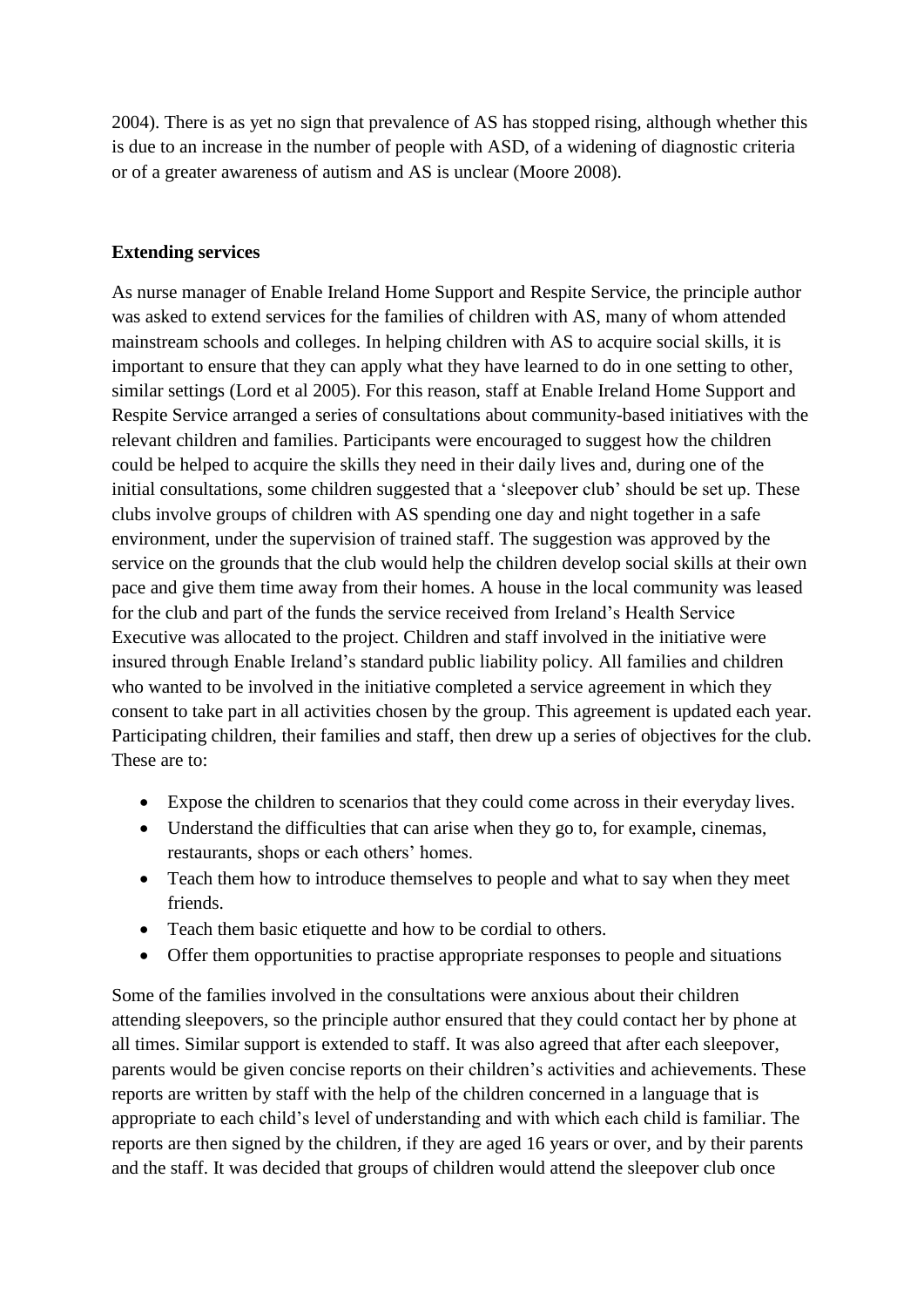2004). There is as yet no sign that prevalence of AS has stopped rising, although whether this is due to an increase in the number of people with ASD, of a widening of diagnostic criteria or of a greater awareness of autism and AS is unclear (Moore 2008).

**Extending services**

As nurse manager of Enable Ireland Home Support and Respite Service, the principle author was asked to extend services for the families of children with AS, many of whom attended mainstream schools and colleges. In helping children with AS to acquire social skills, it is important to ensure that they can apply what they have learned to do in one setting to other, similar settings (Lord et al 2005). For this reason, staff at Enable Ireland Home Support and Respite Service arranged a series of consultations about community-based initiatives with the relevant children and families. Participants were encouraged to suggest how the children could be helped to acquire the skills they need in their daily lives and, during one of the initial consultations, some children suggested that a 'sleepover club' should be set up. These clubs involve groups of children with AS spending one day and night together in a safe environment, under the supervision of trained staff. The suggestion was approved by the service on the grounds that the club would help the children develop social skills at their own pace and give them time away from their homes. A house in the local community was leased for the club and part of the funds the service received from Ireland's Health Service Executive was allocated to the project. Children and staff involved in the initiative were insured through Enable Ireland's standard public liability policy. All families and children who wanted to be involved in the initiative completed a service agreement in which they consent to take part in all activities chosen by the group. This agreement is updated each year. Participating children, their families and staff, then drew up a series of objectives for the club. These are to:

- Expose the children to scenarios that they could come across in their everyday lives.
- Understand the difficulties that can arise when they go to, for example, cinemas, restaurants, shops or each others' homes.
- Teach them how to introduce themselves to people and what to say when they meet friends.
- Teach them basic etiquette and how to be cordial to others.
- Offer them opportunities to practise appropriate responses to people and situations

Some of the families involved in the consultations were anxious about their children attending sleepovers, so the principle author ensured that they could contact her by phone at all times. Similar support is extended to staff. It was also agreed that after each sleepover, parents would be given concise reports on their children's activities and achievements. These reports are written by staff with the help of the children concerned in a language that is appropriate to each child's level of understanding and with which each child is familiar. The reports are then signed by the children, if they are aged 16 years or over, and by their parents and the staff. It was decided that groups of children would attend the sleepover club once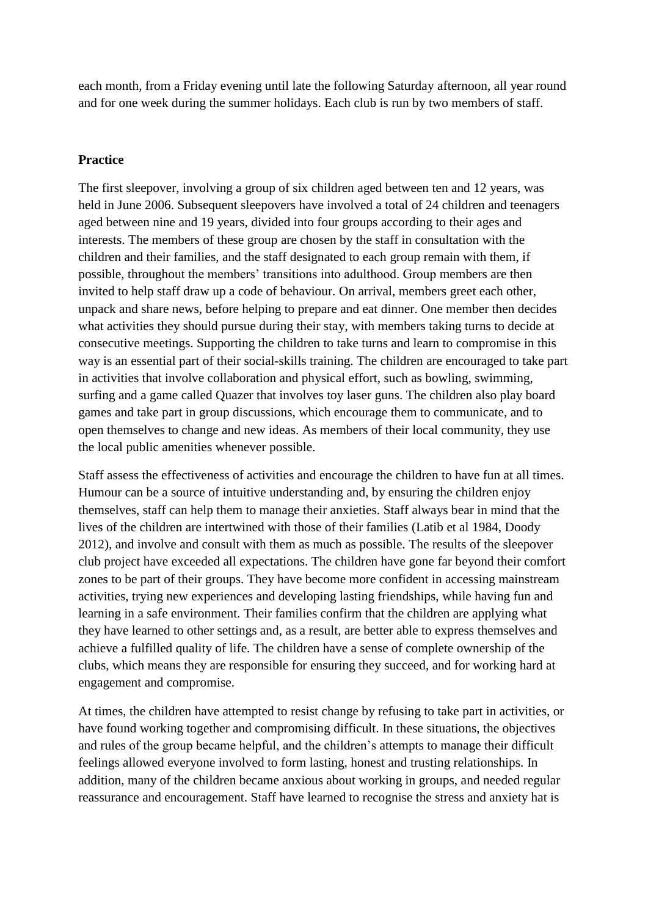each month, from a Friday evening until late the following Saturday afternoon, all year round and for one week during the summer holidays. Each club is run by two members of staff.

**Practice**

The first sleepover, involving a group of six children aged between ten and 12 years, was held in June 2006. Subsequent sleepovers have involved a total of 24 children and teenagers aged between nine and 19 years, divided into four groups according to their ages and interests. The members of these group are chosen by the staff in consultation with the children and their families, and the staff designated to each group remain with them, if possible, throughout the members' transitions into adulthood. Group members are then invited to help staff draw up a code of behaviour. On arrival, members greet each other, unpack and share news, before helping to prepare and eat dinner. One member then decides what activities they should pursue during their stay, with members taking turns to decide at consecutive meetings. Supporting the children to take turns and learn to compromise in this way is an essential part of their social-skills training. The children are encouraged to take part in activities that involve collaboration and physical effort, such as bowling, swimming, surfing and a game called Quazer that involves toy laser guns. The children also play board games and take part in group discussions, which encourage them to communicate, and to open themselves to change and new ideas. As members of their local community, they use the local public amenities whenever possible.

Staff assess the effectiveness of activities and encourage the children to have fun at all times. Humour can be a source of intuitive understanding and, by ensuring the children enjoy themselves, staff can help them to manage their anxieties. Staff always bear in mind that the lives of the children are intertwined with those of their families (Latib et al 1984, Doody 2012), and involve and consult with them as much as possible. The results of the sleepover club project have exceeded all expectations. The children have gone far beyond their comfort zones to be part of their groups. They have become more confident in accessing mainstream activities, trying new experiences and developing lasting friendships, while having fun and learning in a safe environment. Their families confirm that the children are applying what they have learned to other settings and, as a result, are better able to express themselves and achieve a fulfilled quality of life. The children have a sense of complete ownership of the clubs, which means they are responsible for ensuring they succeed, and for working hard at engagement and compromise.

At times, the children have attempted to resist change by refusing to take part in activities, or have found working together and compromising difficult. In these situations, the objectives and rules of the group became helpful, and the children's attempts to manage their difficult feelings allowed everyone involved to form lasting, honest and trusting relationships. In addition, many of the children became anxious about working in groups, and needed regular reassurance and encouragement. Staff have learned to recognise the stress and anxiety hat is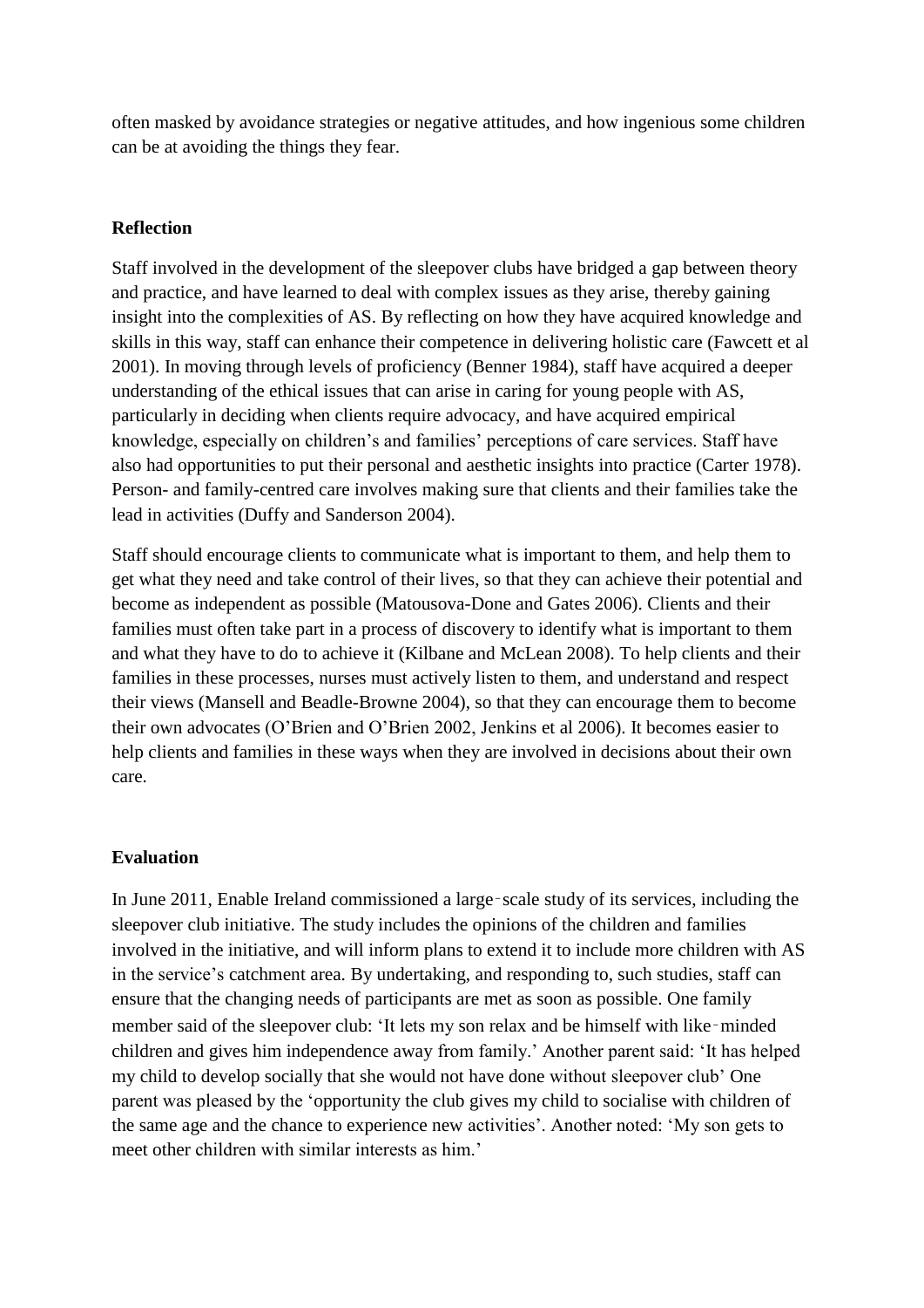often masked by avoidance strategies or negative attitudes, and how ingenious some children can be at avoiding the things they fear.

## Reflection

Staff involved in the development of the sleepover clubs have bridged a gap between theory and practice, and have learned to deal with complex issues as they arise, thereby gaining insight into the complexities of AS. By reflecting on how they have acquired knowledge and skills in this way, staff can enhance their competence in delivering holistic care (Fawcett et al 2001). In moving through levels of proficiency (Benner 1984), staff have acquired a deeper understanding of the ethical issues that can arise in caring for young people with AS, particularly in deciding when clients require advocacy, and have acquired empirical knowledge, especially on children's and families' perceptions of care services. Staff have also had opportunities to put their personal and aesthetic insights into practice (Carter 1978). Person- and family-centred care involves making sure that clients and their families take the lead in activities (Duffy and Sanderson 2004).

Staff should encourage clients to communicate what is important to them, and help them to get what they need and take control of their lives, so that they can achieve their potential and become as independent as possible (Matousova-Done and Gates 2006). Clients and their families must often take part in a process of discovery to identify what is important to them and what they have to do to achieve it (Kilbane and McLean 2008). To help clients and their families in these processes, nurses must actively listen to them, and understand and respect their views (Mansell and Beadle-Browne 2004), so that they can encourage them to become their own advocates (O'Brien and O'Brien 2002, Jenkins et al 2006). It becomes easier to help clients and families in these ways when they are involved in decisions about their own care.

## Evaluation

In June 2011, Enable Ireland commissioned a large-scale study of its services, including the sleepover club initiative. The study includes the opinions of the children and families involved in the initiative, and will inform plans to extend it to include more children with AS in the service's catchment area. By undertaking, and responding to, such studies, staff can ensure that the changing needs of participants are met as soon as possible. One family member said of the sleepover club: 'It lets my son relax and be himself with like-minded children and gives him independence away from family.' Another parent said: 'It has helped my child to develop socially that she would not have done without sleepover club' One parent was pleased by the 'opportunity the club gives my child to socialise with children of the same age and the chance to experience new activities'. Another noted: 'My son gets to meet other children with similar interests as him.'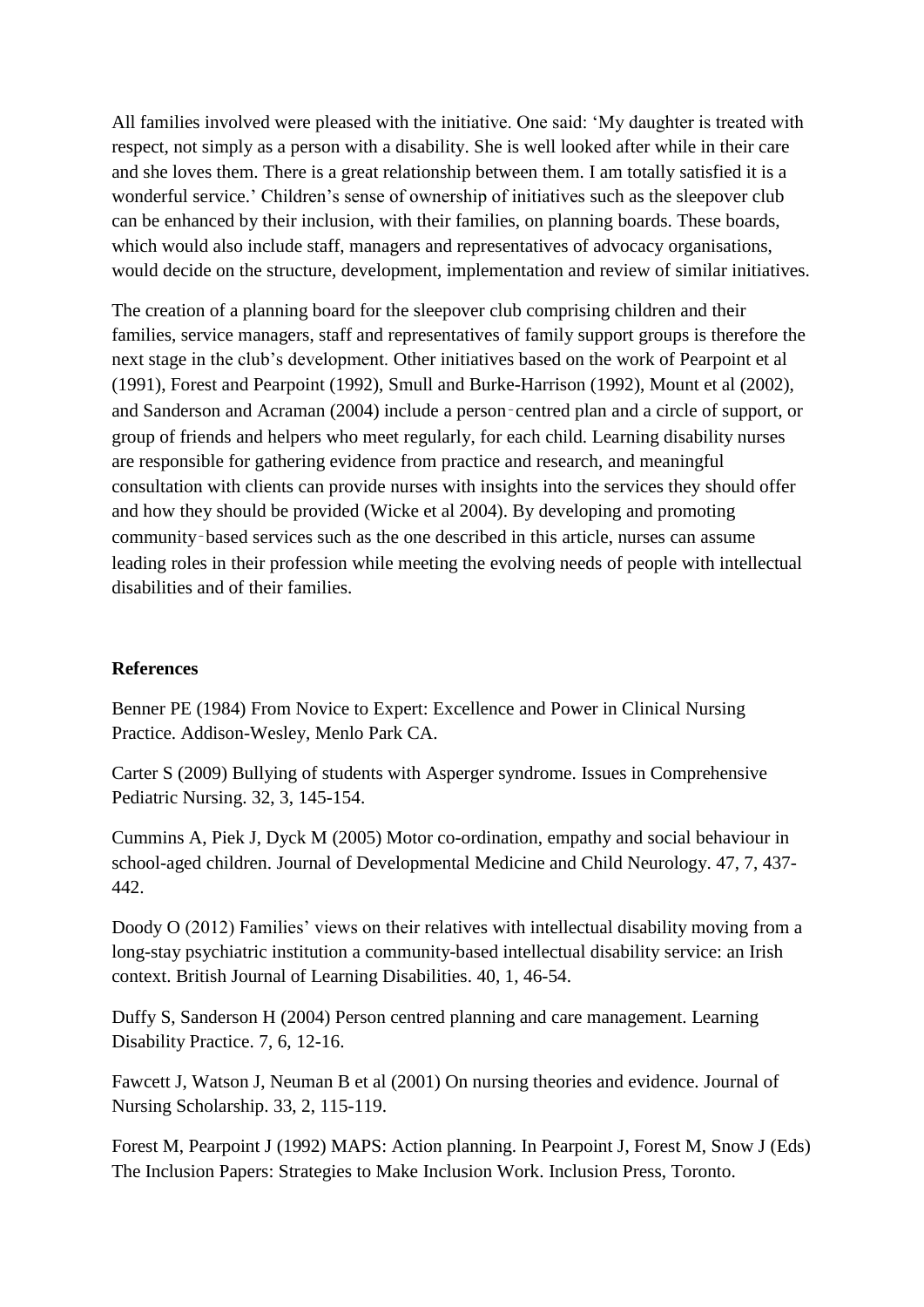All families involved were pleased with the initiative. One said: 'My daughter is treated with respect, not simply as a person with a disability. She is well looked after while in their care and she loves them. There is a great relationship between them. I am totally satisfied it is a wonderful service.' Children's sense of ownership of initiatives such as the sleepover club can be enhanced by their inclusion, with their families, on planning boards. These boards, which would also include staff, managers and representatives of advocacy organisations, would decide on the structure, development, implementation and review of similar initiatives.

The creation of a planning board for the sleepover club comprising children and their families, service managers, staff and representatives of family support groups is therefore the next stage in the club's development. Other initiatives based on the work of Pearpoint et al (1991), Forest and Pearpoint (1992), Smull and Burke-Harrison (1992), Mount et al (2002), and Sanderson and Acraman (2004) include a person‑centred plan and a circle of support, or group of friends and helpers who meet regularly, for each child. Learning disability nurses are responsible for gathering evidence from practice and research, and meaningful consultation with clients can provide nurses with insights into the services they should offer and how they should be provided (Wicke et al 2004). By developing and promoting community‑based services such as the one described in this article, nurses can assume leading roles in their profession while meeting the evolving needs of people with intellectual disabilities and of their families.

**References**

Benner PE (1984) From Novice to Expert: Excellence and Power in Clinical Nursing Practice. Addison-Wesley, Menlo Park CA.

Carter S (2009) Bullying of students with Asperger syndrome. Issues in Comprehensive Pediatric Nursing. 32, 3, 145-154.

Cummins A, Piek J, Dyck M (2005) Motor co-ordination, empathy and social behaviour in school-aged children. Journal of Developmental Medicine and Child Neurology. 47, 7, 437-442.

Doody O (2012) Families' views on their relatives with intellectual disability moving from a long-stay psychiatric institution a community-based intellectual disability service: an Irish context. British Journal of Learning Disabilities. 40, 1, 46-54.

Duffy S, Sanderson H (2004) Person centred planning and care management. Learning Disability Practice. 7, 6, 12-16.

Fawcett J, Watson J, Neuman B et al (2001) On nursing theories and evidence. Journal of Nursing Scholarship. 33, 2, 115-119.

Forest M, Pearpoint J (1992) MAPS: Action planning. In Pearpoint J, Forest M, Snow J (Eds) The Inclusion Papers: Strategies to Make Inclusion Work. Inclusion Press, Toronto.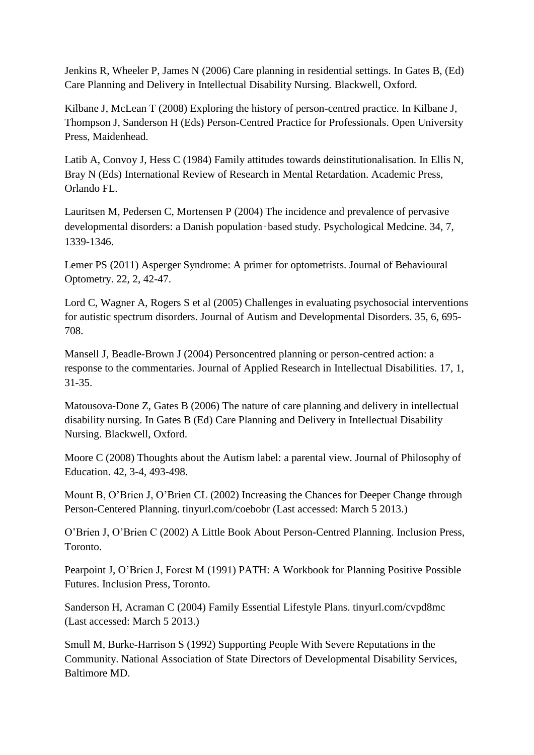Jenkins R, Wheeler P, James N (2006) Care planning in residential settings. In Gates B, (Ed) Care Planning and Delivery in Intellectual Disability Nursing. Blackwell, Oxford.

Kilbane J, McLean T (2008) Exploring the history of person-centred practice. In Kilbane J, Thompson J, Sanderson H (Eds) Person-Centred Practice for Professionals. Open University Press, Maidenhead.

Latib A, Convoy J, Hess C (1984) Family attitudes towards deinstitutionalisation. In Ellis N, Bray N (Eds) International Review of Research in Mental Retardation. Academic Press, Orlando FL.

Lauritsen M, Pedersen C, Mortensen P (2004) The incidence and prevalence of pervasive developmental disorders: a Danish population‐based study. Psychological Medcine. 34, 7, 1339-1346.

Lemer PS (2011) Asperger Syndrome: A primer for optometrists. Journal of Behavioural Optometry. 22, 2, 42-47.

Lord C, Wagner A, Rogers S et al (2005) Challenges in evaluating psychosocial interventions for autistic spectrum disorders. Journal of Autism and Developmental Disorders. 35, 6, 695-708.

Mansell J, Beadle-Brown J (2004) Personcentred planning or person-centred action: a response to the commentaries. Journal of Applied Research in Intellectual Disabilities. 17, 1, 31-35.

Matousova-Done Z, Gates B (2006) The nature of care planning and delivery in intellectual disability nursing. In Gates B (Ed) Care Planning and Delivery in Intellectual Disability Nursing. Blackwell, Oxford.

Moore C (2008) Thoughts about the Autism label: a parental view. Journal of Philosophy of Education. 42, 3-4, 493-498.

Mount B, O'Brien J, O'Brien CL (2002) Increasing the Chances for Deeper Change through Person-Centered Planning. tinyurl.com/coebobr (Last accessed: March 5 2013.)

O'Brien J, O'Brien C (2002) A Little Book About Person-Centred Planning. Inclusion Press, Toronto.

Pearpoint J, O'Brien J, Forest M (1991) PATH: A Workbook for Planning Positive Possible Futures. Inclusion Press, Toronto.

Sanderson H, Acraman C (2004) Family Essential Lifestyle Plans. tinyurl.com/cvpd8mc (Last accessed: March 5 2013.)

Smull M, Burke-Harrison S (1992) Supporting People With Severe Reputations in the Community. National Association of State Directors of Developmental Disability Services, Baltimore MD.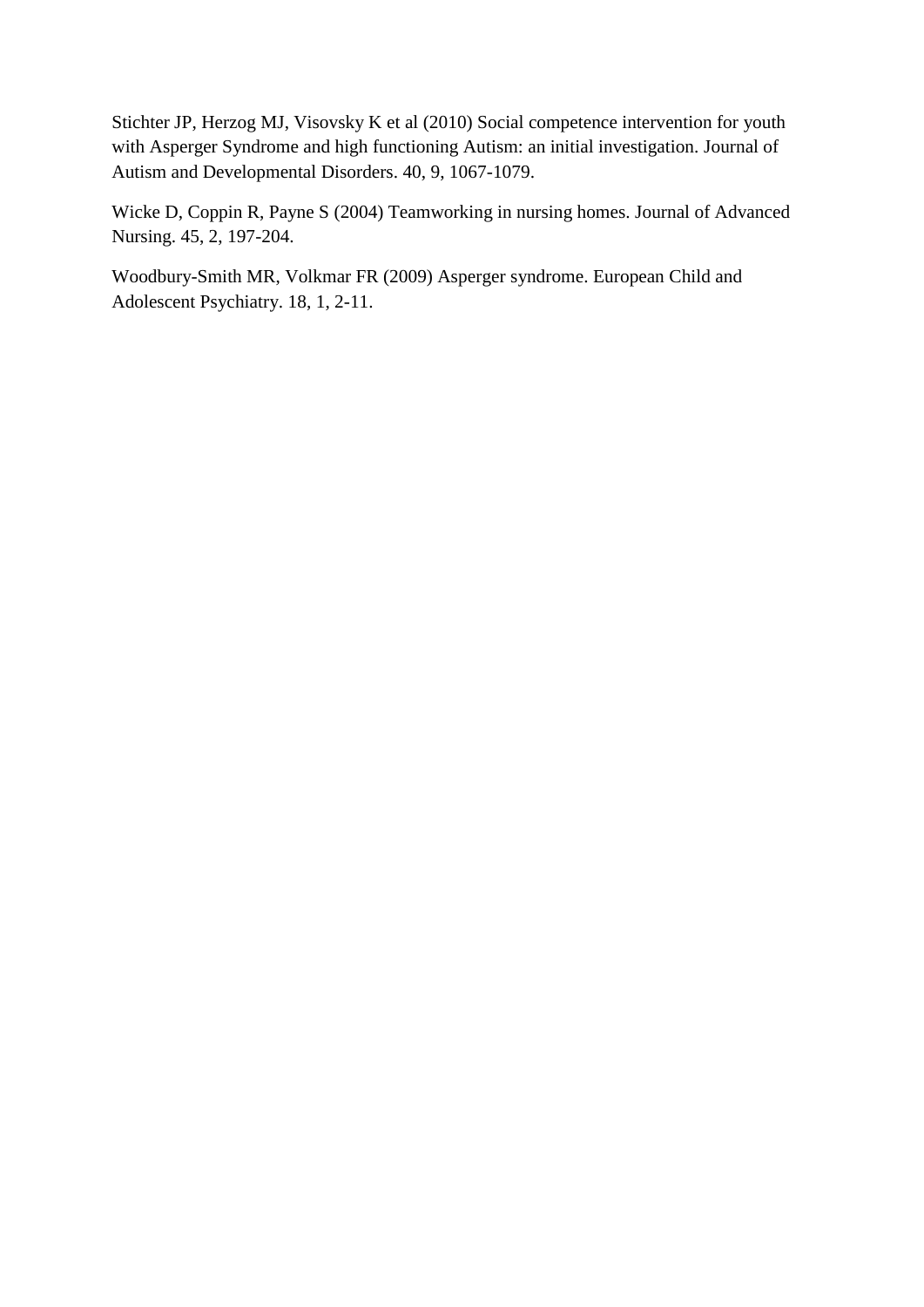Stichter JP, Herzog MJ, Visovsky K et al (2010) Social competence intervention for youth with Asperger Syndrome and high functioning Autism: an initial investigation. Journal of Autism and Developmental Disorders. 40, 9, 1067-1079.

Wicke D, Coppin R, Payne S (2004) Teamworking in nursing homes. Journal of Advanced Nursing. 45, 2, 197-204.

Woodbury-Smith MR, Volkmar FR (2009) Asperger syndrome. European Child and Adolescent Psychiatry. 18, 1, 2-11.